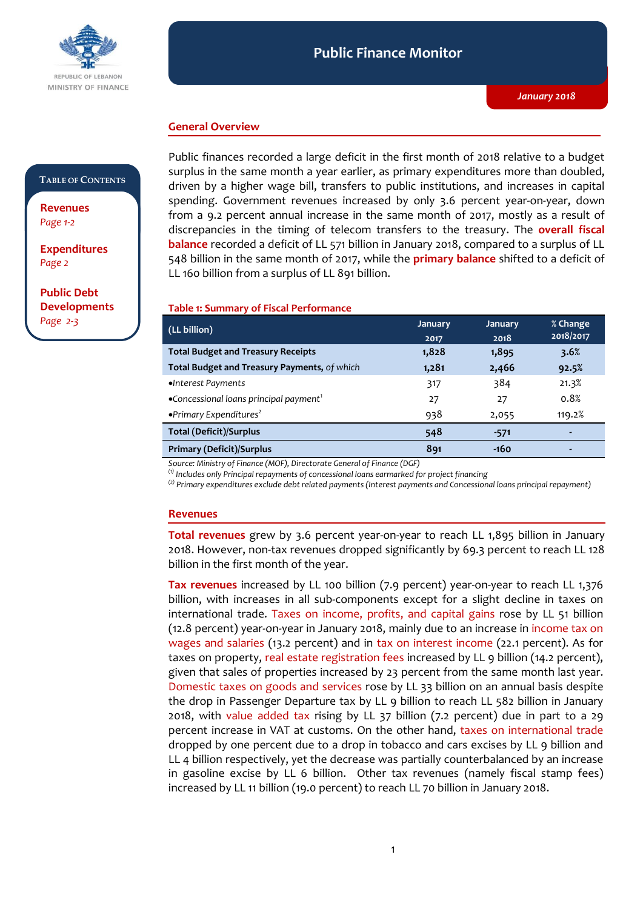REPUBLIC OF LEBANON
MINISTRY OF FINANCE

# Public Finance Monitor

*January 2018*

**TABLE OF CONTENTS**

**Revenues**
*Page 1-2*

**Expenditures**
*Page 2*

**Public Debt Developments**
*Page 2-3*

## General Overview

Public finances recorded a large deficit in the first month of 2018 relative to a budget surplus in the same month a year earlier, as primary expenditures more than doubled, driven by a higher wage bill, transfers to public institutions, and increases in capital spending. Government revenues increased by only 3.6 percent year-on-year, down from a 9.2 percent annual increase in the same month of 2017, mostly as a result of discrepancies in the timing of telecom transfers to the treasury. The **overall fiscal balance** recorded a deficit of LL 571 billion in January 2018, compared to a surplus of LL 548 billion in the same month of 2017, while the **primary balance** shifted to a deficit of LL 160 billion from a surplus of LL 891 billion.

**Table 1: Summary of Fiscal Performance**

| (LL billion) | January 2017 | January 2018 | % Change 2018/2017 |
|---|---|---|---|
| **Total Budget and Treasury Receipts** | **1,828** | **1,895** | **3.6%** |
| **Total Budget and Treasury Payments,** *of which* | **1,281** | **2,466** | **92.5%** |
| •*Interest Payments* | 317 | 384 | 21.3% |
| •*Concessional loans principal payment*[1] | 27 | 27 | 0.8% |
| •*Primary Expenditures*[2] | 938 | 2,055 | 119.2% |
| **Total (Deficit)/Surplus** | **548** | **-571** | - |
| **Primary (Deficit)/Surplus** | **891** | **-160** | - |

*Source: Ministry of Finance (MOF), Directorate General of Finance (DGF)*
*(1) Includes only Principal repayments of concessional loans earmarked for project financing*
*(2) Primary expenditures exclude debt related payments (Interest payments and Concessional loans principal repayment)*

## Revenues

**Total revenues** grew by 3.6 percent year-on-year to reach LL 1,895 billion in January 2018. However, non-tax revenues dropped significantly by 69.3 percent to reach LL 128 billion in the first month of the year.

**Tax revenues** increased by LL 100 billion (7.9 percent) year-on-year to reach LL 1,376 billion, with increases in all sub-components except for a slight decline in taxes on international trade. Taxes on income, profits, and capital gains rose by LL 51 billion (12.8 percent) year-on-year in January 2018, mainly due to an increase in income tax on wages and salaries (13.2 percent) and in tax on interest income (22.1 percent). As for taxes on property, real estate registration fees increased by LL 9 billion (14.2 percent), given that sales of properties increased by 23 percent from the same month last year. Domestic taxes on goods and services rose by LL 33 billion on an annual basis despite the drop in Passenger Departure tax by LL 9 billion to reach LL 582 billion in January 2018, with value added tax rising by LL 37 billion (7.2 percent) due in part to a 29 percent increase in VAT at customs. On the other hand, taxes on international trade dropped by one percent due to a drop in tobacco and cars excises by LL 9 billion and LL 4 billion respectively, yet the decrease was partially counterbalanced by an increase in gasoline excise by LL 6 billion. Other tax revenues (namely fiscal stamp fees) increased by LL 11 billion (19.0 percent) to reach LL 70 billion in January 2018.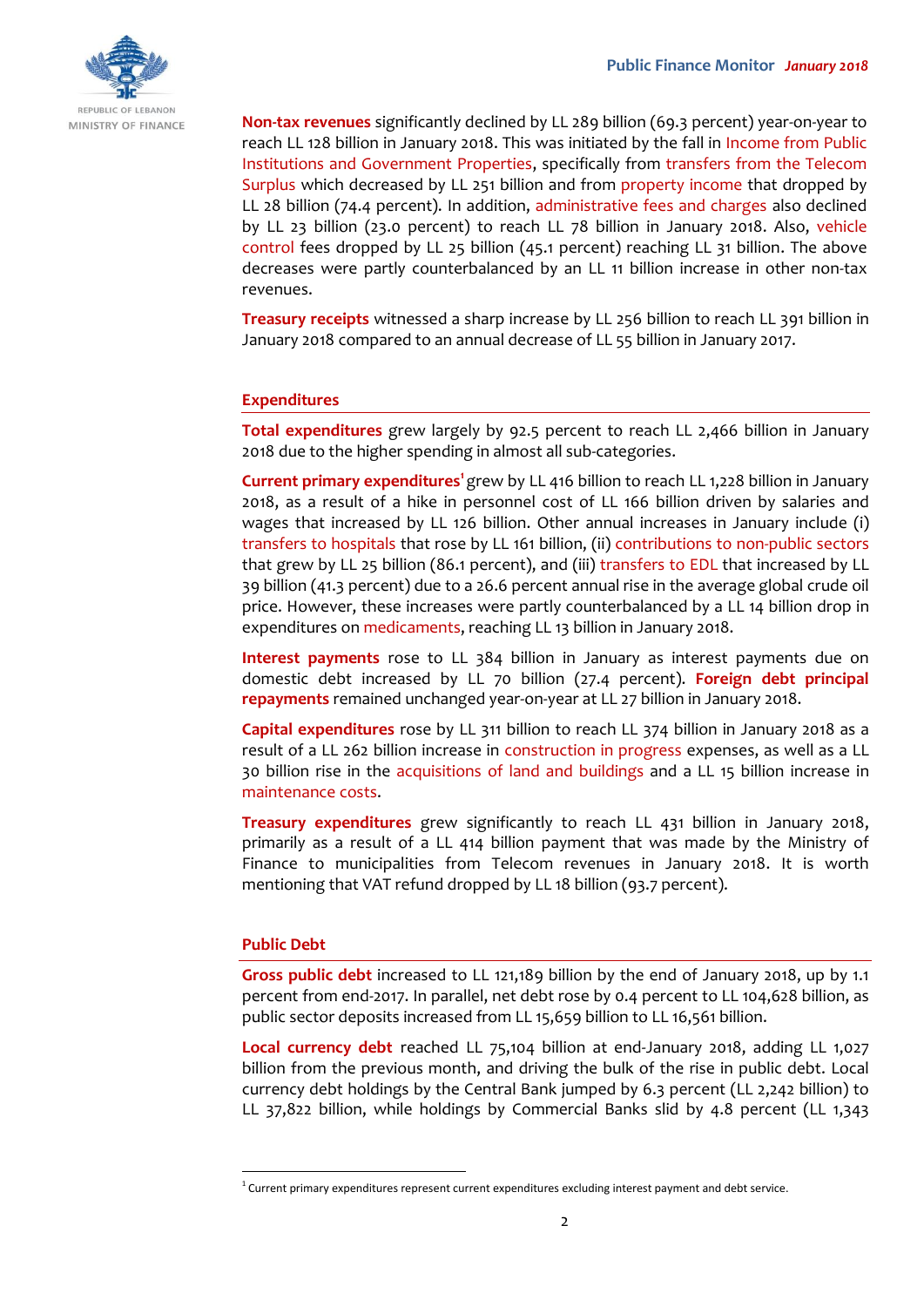**Non-tax revenues** significantly declined by LL 289 billion (69.3 percent) year-on-year to reach LL 128 billion in January 2018. This was initiated by the fall in Income from Public Institutions and Government Properties, specifically from transfers from the Telecom Surplus which decreased by LL 251 billion and from property income that dropped by LL 28 billion (74.4 percent). In addition, administrative fees and charges also declined by LL 23 billion (23.0 percent) to reach LL 78 billion in January 2018. Also, vehicle control fees dropped by LL 25 billion (45.1 percent) reaching LL 31 billion. The above decreases were partly counterbalanced by an LL 11 billion increase in other non-tax revenues.

**Treasury receipts** witnessed a sharp increase by LL 256 billion to reach LL 391 billion in January 2018 compared to an annual decrease of LL 55 billion in January 2017.

## Expenditures

**Total expenditures** grew largely by 92.5 percent to reach LL 2,466 billion in January 2018 due to the higher spending in almost all sub-categories.

**Current primary expenditures**[1] grew by LL 416 billion to reach LL 1,228 billion in January 2018, as a result of a hike in personnel cost of LL 166 billion driven by salaries and wages that increased by LL 126 billion. Other annual increases in January include (i) transfers to hospitals that rose by LL 161 billion, (ii) contributions to non-public sectors that grew by LL 25 billion (86.1 percent), and (iii) transfers to EDL that increased by LL 39 billion (41.3 percent) due to a 26.6 percent annual rise in the average global crude oil price. However, these increases were partly counterbalanced by a LL 14 billion drop in expenditures on medicaments, reaching LL 13 billion in January 2018.

**Interest payments** rose to LL 384 billion in January as interest payments due on domestic debt increased by LL 70 billion (27.4 percent). **Foreign debt principal repayments** remained unchanged year-on-year at LL 27 billion in January 2018.

**Capital expenditures** rose by LL 311 billion to reach LL 374 billion in January 2018 as a result of a LL 262 billion increase in construction in progress expenses, as well as a LL 30 billion rise in the acquisitions of land and buildings and a LL 15 billion increase in maintenance costs.

**Treasury expenditures** grew significantly to reach LL 431 billion in January 2018, primarily as a result of a LL 414 billion payment that was made by the Ministry of Finance to municipalities from Telecom revenues in January 2018. It is worth mentioning that VAT refund dropped by LL 18 billion (93.7 percent).

## Public Debt

**Gross public debt** increased to LL 121,189 billion by the end of January 2018, up by 1.1 percent from end-2017. In parallel, net debt rose by 0.4 percent to LL 104,628 billion, as public sector deposits increased from LL 15,659 billion to LL 16,561 billion.

**Local currency debt** reached LL 75,104 billion at end-January 2018, adding LL 1,027 billion from the previous month, and driving the bulk of the rise in public debt. Local currency debt holdings by the Central Bank jumped by 6.3 percent (LL 2,242 billion) to LL 37,822 billion, while holdings by Commercial Banks slid by 4.8 percent (LL 1,343

---

[1] Current primary expenditures represent current expenditures excluding interest payment and debt service.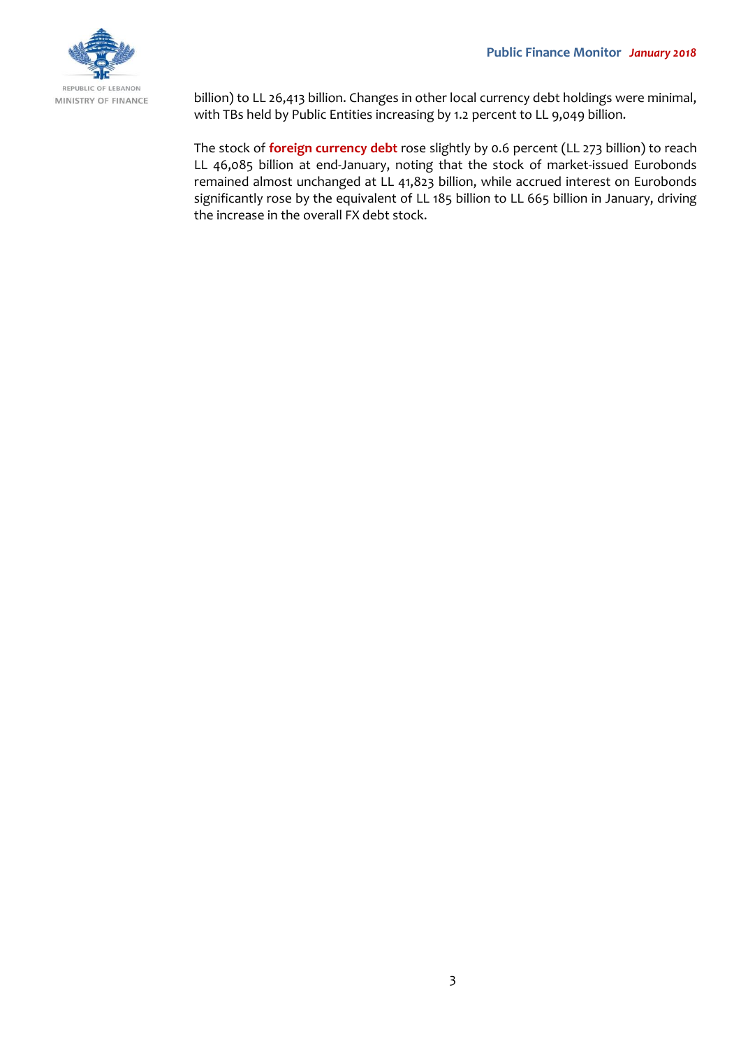billion) to LL 26,413 billion. Changes in other local currency debt holdings were minimal, with TBs held by Public Entities increasing by 1.2 percent to LL 9,049 billion.

The stock of **foreign currency debt** rose slightly by 0.6 percent (LL 273 billion) to reach LL 46,085 billion at end-January, noting that the stock of market-issued Eurobonds remained almost unchanged at LL 41,823 billion, while accrued interest on Eurobonds significantly rose by the equivalent of LL 185 billion to LL 665 billion in January, driving the increase in the overall FX debt stock.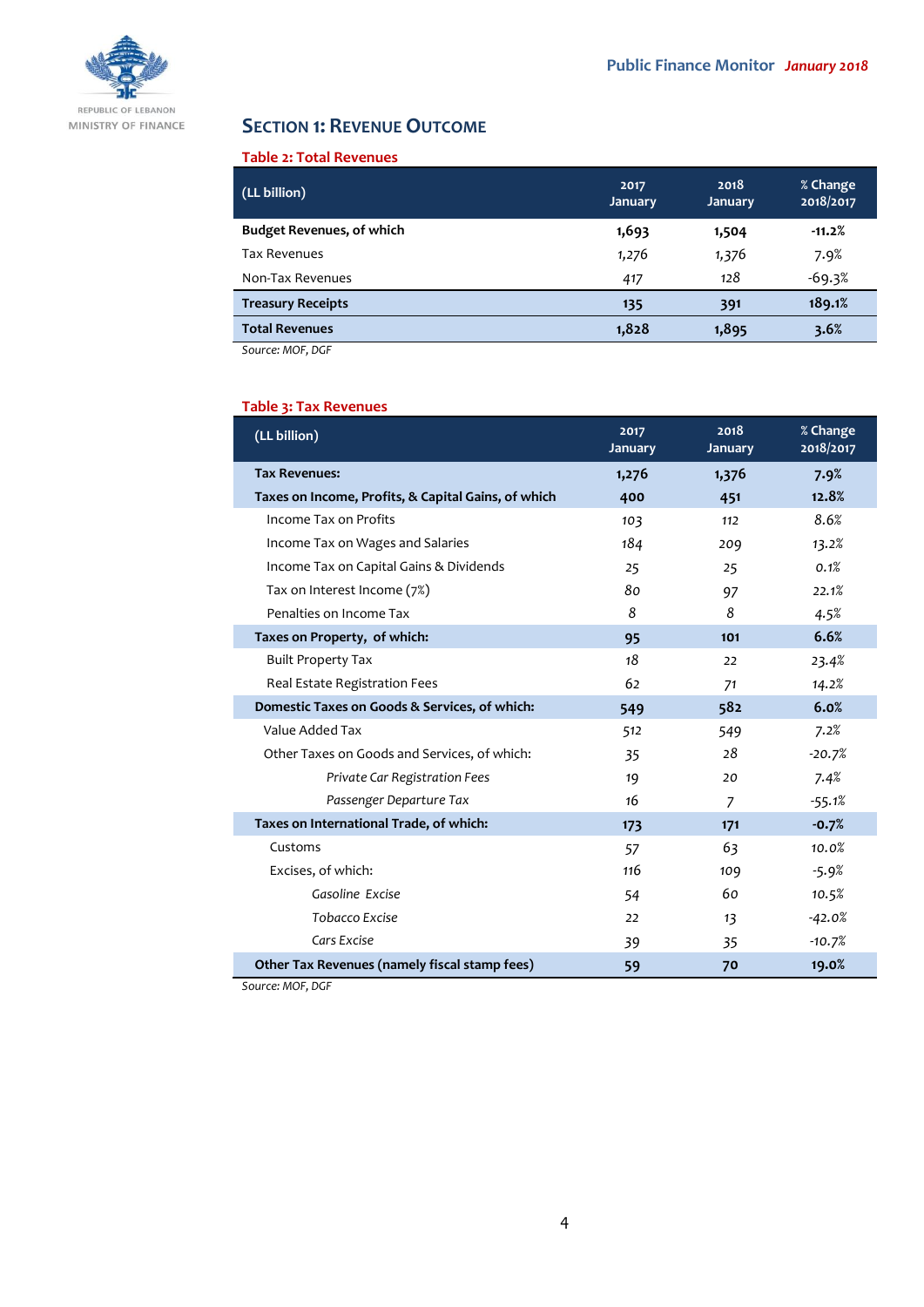## SECTION 1: REVENUE OUTCOME

**Table 2: Total Revenues**

| (LL billion) | 2017 January | 2018 January | % Change 2018/2017 |
|---|---|---|---|
| **Budget Revenues, of which** | **1,693** | **1,504** | **-11.2%** |
| Tax Revenues | 1,276 | 1,376 | 7.9% |
| Non-Tax Revenues | 417 | 128 | -69.3% |
| **Treasury Receipts** | **135** | **391** | **189.1%** |
| **Total Revenues** | **1,828** | **1,895** | **3.6%** |

*Source: MOF, DGF*

**Table 3: Tax Revenues**

| (LL billion) | 2017 January | 2018 January | % Change 2018/2017 |
|---|---|---|---|
| **Tax Revenues:** | **1,276** | **1,376** | **7.9%** |
| **Taxes on Income, Profits, & Capital Gains, of which** | **400** | **451** | **12.8%** |
| Income Tax on Profits | 103 | 112 | 8.6% |
| Income Tax on Wages and Salaries | 184 | 209 | 13.2% |
| Income Tax on Capital Gains & Dividends | 25 | 25 | 0.1% |
| Tax on Interest Income (7%) | 80 | 97 | 22.1% |
| Penalties on Income Tax | 8 | 8 | 4.5% |
| **Taxes on Property, of which:** | **95** | **101** | **6.6%** |
| Built Property Tax | 18 | 22 | 23.4% |
| Real Estate Registration Fees | 62 | 71 | 14.2% |
| **Domestic Taxes on Goods & Services, of which:** | **549** | **582** | **6.0%** |
| Value Added Tax | 512 | 549 | 7.2% |
| Other Taxes on Goods and Services, of which: | 35 | 28 | -20.7% |
| *Private Car Registration Fees* | 19 | 20 | 7.4% |
| *Passenger Departure Tax* | 16 | 7 | -55.1% |
| **Taxes on International Trade, of which:** | **173** | **171** | **-0.7%** |
| Customs | 57 | 63 | 10.0% |
| Excises, of which: | 116 | 109 | -5.9% |
| *Gasoline Excise* | 54 | 60 | 10.5% |
| *Tobacco Excise* | 22 | 13 | -42.0% |
| *Cars Excise* | 39 | 35 | -10.7% |
| **Other Tax Revenues (namely fiscal stamp fees)** | **59** | **70** | **19.0%** |

*Source: MOF, DGF*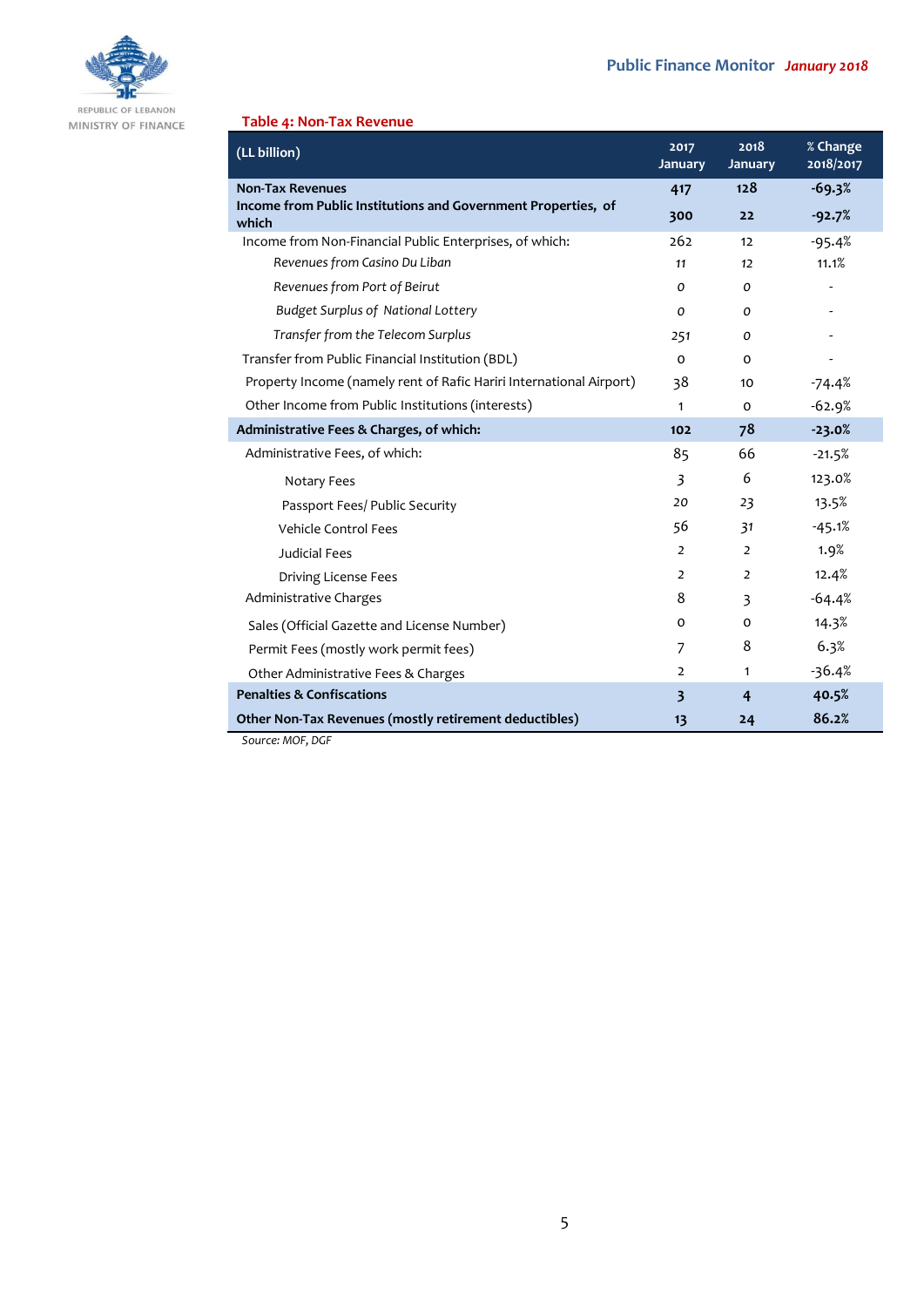**Table 4: Non-Tax Revenue**

| (LL billion) | 2017 January | 2018 January | % Change 2018/2017 |
|---|---|---|---|
| **Non-Tax Revenues** | **417** | **128** | **-69.3%** |
| **Income from Public Institutions and Government Properties, of which** | **300** | **22** | **-92.7%** |
| Income from Non-Financial Public Enterprises, of which: | 262 | 12 | -95.4% |
| *Revenues from Casino Du Liban* | *11* | *12* | 11.1% |
| *Revenues from Port of Beirut* | *0* | *0* | - |
| *Budget Surplus of National Lottery* | *0* | *0* | - |
| *Transfer from the Telecom Surplus* | *251* | *0* | - |
| Transfer from Public Financial Institution (BDL) | 0 | 0 | - |
| Property Income (namely rent of Rafic Hariri International Airport) | 38 | 10 | -74.4% |
| Other Income from Public Institutions (interests) | 1 | 0 | -62.9% |
| **Administrative Fees & Charges, of which:** | **102** | **78** | **-23.0%** |
| Administrative Fees, of which: | 85 | 66 | -21.5% |
| Notary Fees | 3 | 6 | 123.0% |
| Passport Fees/ Public Security | 20 | 23 | 13.5% |
| Vehicle Control Fees | 56 | 31 | -45.1% |
| Judicial Fees | 2 | 2 | 1.9% |
| Driving License Fees | 2 | 2 | 12.4% |
| Administrative Charges | 8 | 3 | -64.4% |
| Sales (Official Gazette and License Number) | 0 | 0 | 14.3% |
| Permit Fees (mostly work permit fees) | 7 | 8 | 6.3% |
| Other Administrative Fees & Charges | 2 | 1 | -36.4% |
| **Penalties & Confiscations** | **3** | **4** | **40.5%** |
| **Other Non-Tax Revenues (mostly retirement deductibles)** | **13** | **24** | **86.2%** |

*Source: MOF, DGF*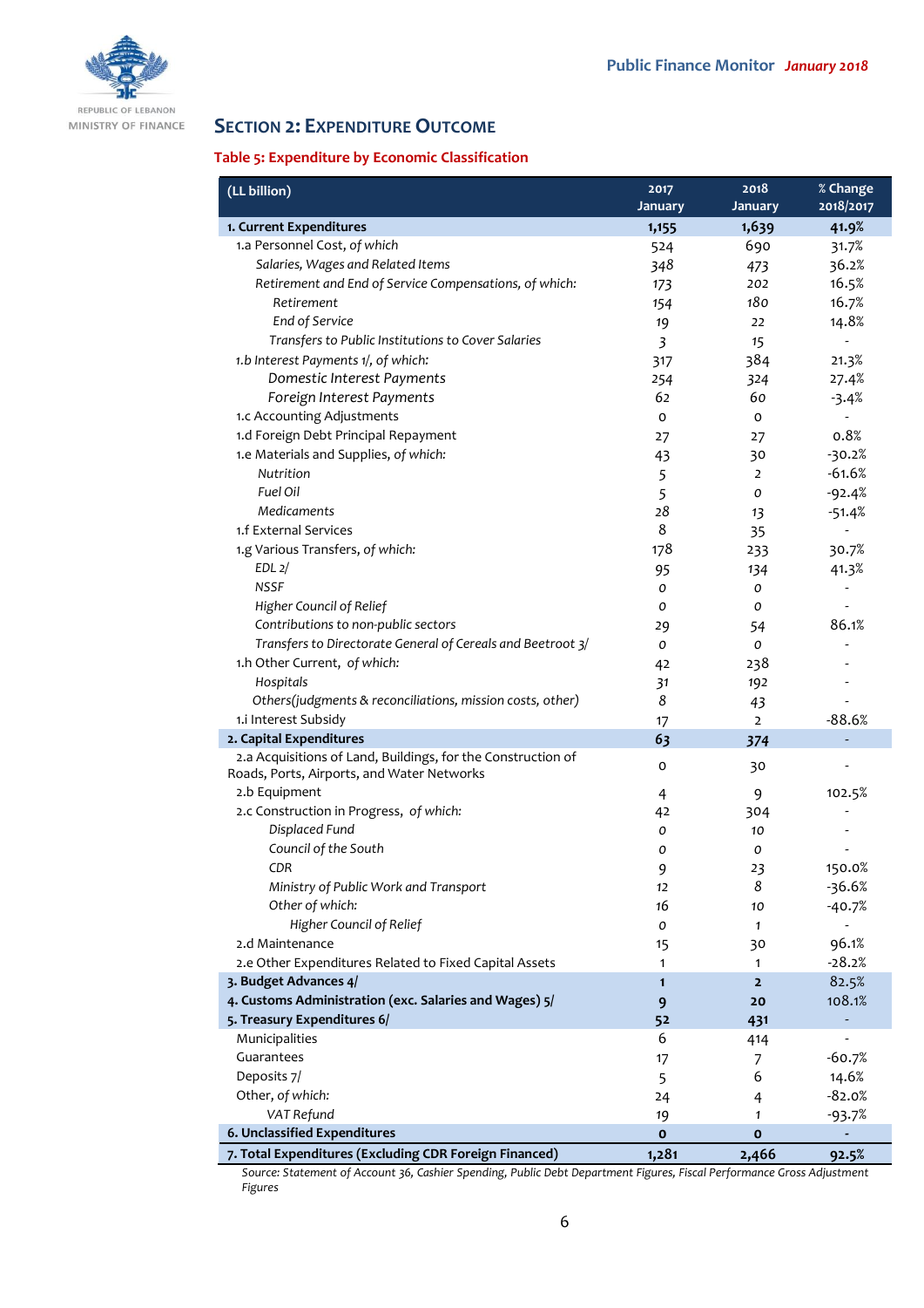## SECTION 2: EXPENDITURE OUTCOME

### Table 5: Expenditure by Economic Classification

| (LL billion) | 2017 January | 2018 January | % Change 2018/2017 |
|---|---|---|---|
| **1. Current Expenditures** | **1,155** | **1,639** | **41.9%** |
| 1.a Personnel Cost, *of which* | 524 | 690 | 31.7% |
| *Salaries, Wages and Related Items* | 348 | 473 | 36.2% |
| *Retirement and End of Service Compensations, of which:* | 173 | 202 | 16.5% |
| *Retirement* | 154 | 180 | 16.7% |
| *End of Service* | 19 | 22 | 14.8% |
| *Transfers to Public Institutions to Cover Salaries* | 3 | 15 | - |
| 1.b Interest Payments 1/, *of which:* | 317 | 384 | 21.3% |
| *Domestic Interest Payments* | 254 | 324 | 27.4% |
| *Foreign Interest Payments* | 62 | 60 | -3.4% |
| 1.c Accounting Adjustments | 0 | 0 | - |
| 1.d Foreign Debt Principal Repayment | 27 | 27 | 0.8% |
| 1.e Materials and Supplies, *of which:* | 43 | 30 | -30.2% |
| *Nutrition* | 5 | 2 | -61.6% |
| *Fuel Oil* | 5 | 0 | -92.4% |
| *Medicaments* | 28 | 13 | -51.4% |
| 1.f External Services | 8 | 35 | - |
| 1.g Various Transfers, *of which:* | 178 | 233 | 30.7% |
| *EDL 2/* | 95 | 134 | 41.3% |
| *NSSF* | 0 | 0 | - |
| *Higher Council of Relief* | 0 | 0 | - |
| *Contributions to non-public sectors* | 29 | 54 | 86.1% |
| *Transfers to Directorate General of Cereals and Beetroot 3/* | 0 | 0 | - |
| 1.h Other Current, *of which:* | 42 | 238 | - |
| *Hospitals* | 31 | 192 | - |
| *Others(judgments & reconciliations, mission costs, other)* | 8 | 43 | - |
| 1.i Interest Subsidy | 17 | 2 | -88.6% |
| **2. Capital Expenditures** | **63** | **374** | - |
| 2.a Acquisitions of Land, Buildings, for the Construction of Roads, Ports, Airports, and Water Networks | 0 | 30 | - |
| 2.b Equipment | 4 | 9 | 102.5% |
| 2.c Construction in Progress, *of which:* | 42 | 304 | - |
| *Displaced Fund* | 0 | 10 | - |
| *Council of the South* | 0 | 0 | - |
| *CDR* | 9 | 23 | 150.0% |
| *Ministry of Public Work and Transport* | 12 | 8 | -36.6% |
| *Other of which:* | 16 | 10 | -40.7% |
| *Higher Council of Relief* | 0 | 1 | - |
| 2.d Maintenance | 15 | 30 | 96.1% |
| 2.e Other Expenditures Related to Fixed Capital Assets | 1 | 1 | -28.2% |
| **3. Budget Advances 4/** | **1** | **2** | 82.5% |
| **4. Customs Administration (exc. Salaries and Wages) 5/** | **9** | **20** | 108.1% |
| **5. Treasury Expenditures 6/** | **52** | **431** | - |
| Municipalities | 6 | 414 | - |
| Guarantees | 17 | 7 | -60.7% |
| Deposits 7/ | 5 | 6 | 14.6% |
| Other, *of which:* | 24 | 4 | -82.0% |
| *VAT Refund* | 19 | 1 | -93.7% |
| **6. Unclassified Expenditures** | **0** | **0** | - |
| **7. Total Expenditures (Excluding CDR Foreign Financed)** | **1,281** | **2,466** | **92.5%** |

*Source: Statement of Account 36, Cashier Spending, Public Debt Department Figures, Fiscal Performance Gross Adjustment Figures*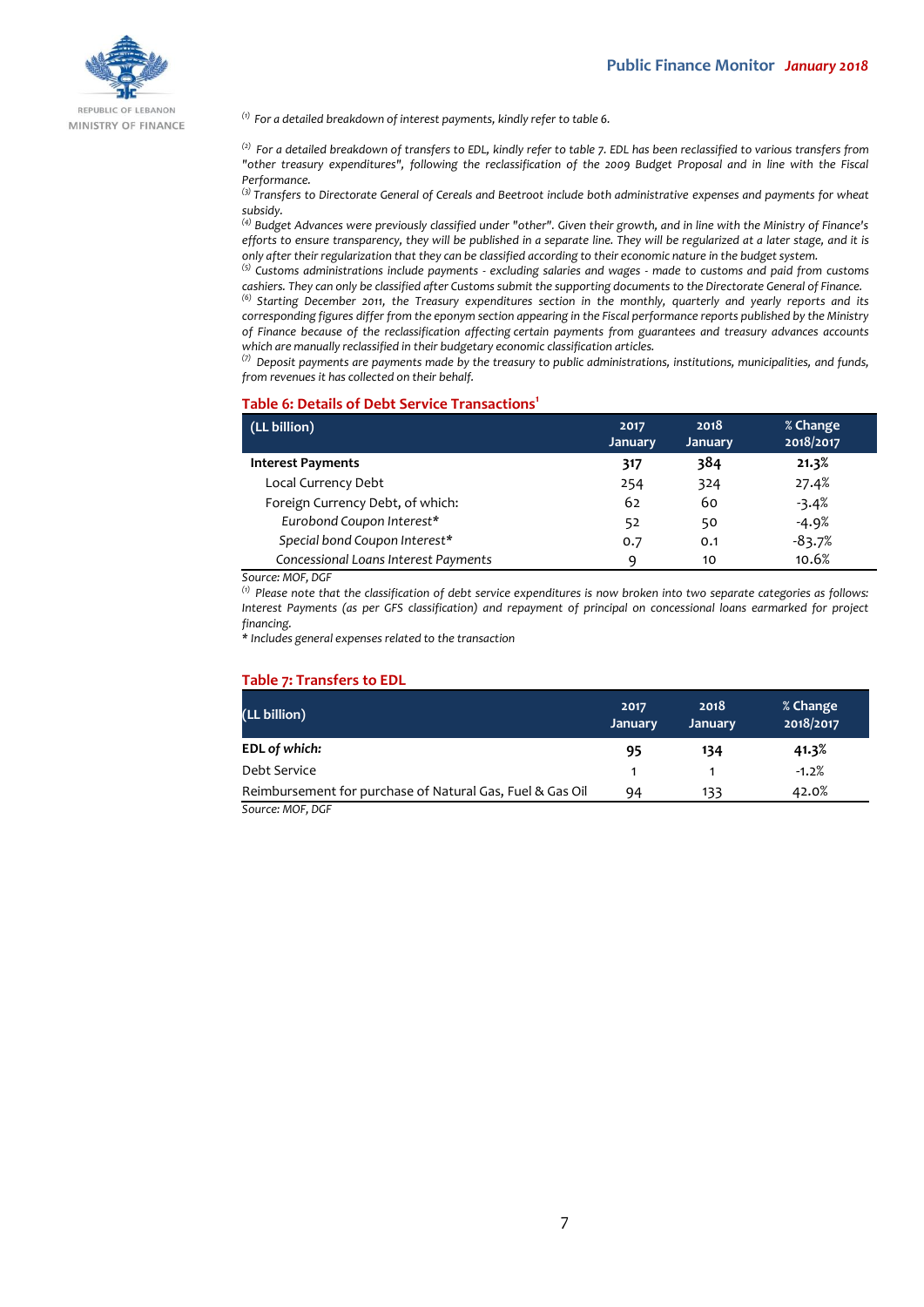[(1)] *For a detailed breakdown of interest payments, kindly refer to table 6.*

[(2)] *For a detailed breakdown of transfers to EDL, kindly refer to table 7. EDL has been reclassified to various transfers from "other treasury expenditures", following the reclassification of the 2009 Budget Proposal and in line with the Fiscal Performance.*

[(3)] *Transfers to Directorate General of Cereals and Beetroot include both administrative expenses and payments for wheat subsidy.*

[(4)] *Budget Advances were previously classified under "other". Given their growth, and in line with the Ministry of Finance's efforts to ensure transparency, they will be published in a separate line. They will be regularized at a later stage, and it is only after their regularization that they can be classified according to their economic nature in the budget system.*

[(5)] *Customs administrations include payments - excluding salaries and wages - made to customs and paid from customs cashiers. They can only be classified after Customs submit the supporting documents to the Directorate General of Finance.*

[(6)] *Starting December 2011, the Treasury expenditures section in the monthly, quarterly and yearly reports and its corresponding figures differ from the eponym section appearing in the Fiscal performance reports published by the Ministry of Finance because of the reclassification affecting certain payments from guarantees and treasury advances accounts which are manually reclassified in their budgetary economic classification articles.*

[(7)] *Deposit payments are payments made by the treasury to public administrations, institutions, municipalities, and funds, from revenues it has collected on their behalf.*

## Table 6: Details of Debt Service Transactions[1]

| (LL billion) | 2017 January | 2018 January | % Change 2018/2017 |
|---|---|---|---|
| **Interest Payments** | **317** | **384** | **21.3%** |
| Local Currency Debt | 254 | 324 | 27.4% |
| Foreign Currency Debt, of which: | 62 | 60 | -3.4% |
| *Eurobond Coupon Interest** | 52 | 50 | -4.9% |
| *Special bond Coupon Interest** | 0.7 | 0.1 | -83.7% |
| *Concessional Loans Interest Payments* | 9 | 10 | 10.6% |

*Source: MOF, DGF*

[(1)] *Please note that the classification of debt service expenditures is now broken into two separate categories as follows: Interest Payments (as per GFS classification) and repayment of principal on concessional loans earmarked for project financing.*

*\* Includes general expenses related to the transaction*

## Table 7: Transfers to EDL

| (LL billion) | 2017 January | 2018 January | % Change 2018/2017 |
|---|---|---|---|
| **EDL *of which:*** | **95** | **134** | **41.3%** |
| Debt Service | 1 | 1 | -1.2% |
| Reimbursement for purchase of Natural Gas, Fuel & Gas Oil | 94 | 133 | 42.0% |

*Source: MOF, DGF*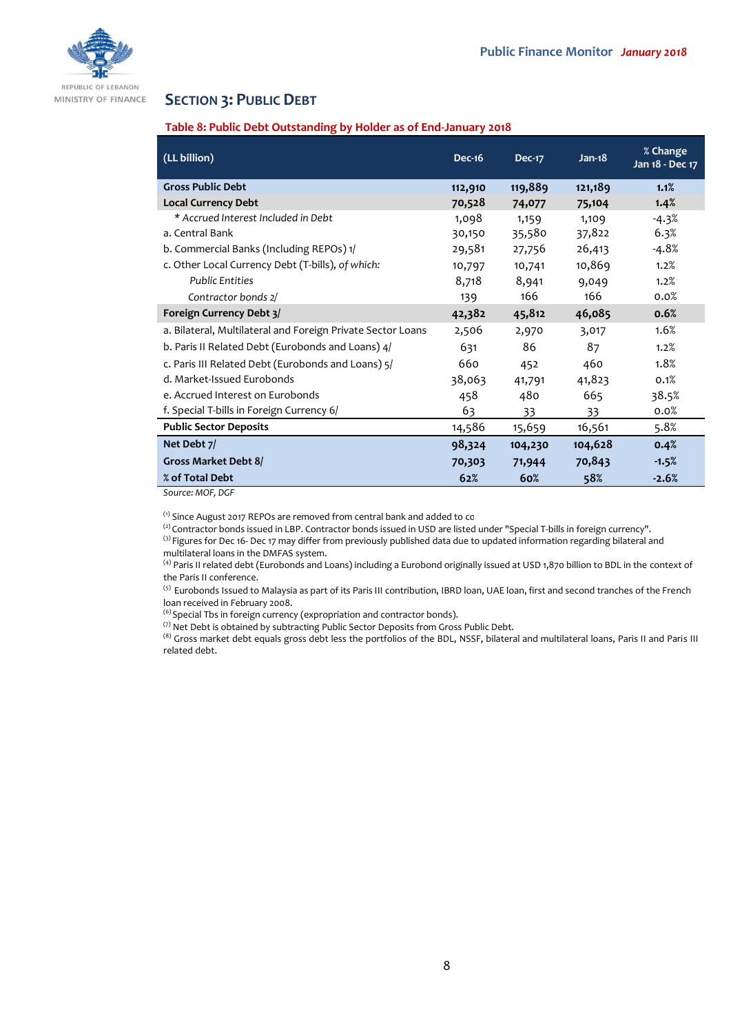## SECTION 3: PUBLIC DEBT

**Table 8: Public Debt Outstanding by Holder as of End-January 2018**

| (LL billion) | Dec-16 | Dec-17 | Jan-18 | % Change Jan 18 - Dec 17 |
|---|---|---|---|---|
| **Gross Public Debt** | **112,910** | **119,889** | **121,189** | **1.1%** |
| **Local Currency Debt** | **70,528** | **74,077** | **75,104** | **1.4%** |
| * *Accrued Interest Included in Debt* | 1,098 | 1,159 | 1,109 | -4.3% |
| a. Central Bank | 30,150 | 35,580 | 37,822 | 6.3% |
| b. Commercial Banks (Including REPOs) 1/ | 29,581 | 27,756 | 26,413 | -4.8% |
| c. Other Local Currency Debt (T-bills), *of which:* | 10,797 | 10,741 | 10,869 | 1.2% |
| *Public Entities* | 8,718 | 8,941 | 9,049 | 1.2% |
| *Contractor bonds 2/* | 139 | 166 | 166 | 0.0% |
| **Foreign Currency Debt 3/** | **42,382** | **45,812** | **46,085** | **0.6%** |
| a. Bilateral, Multilateral and Foreign Private Sector Loans | 2,506 | 2,970 | 3,017 | 1.6% |
| b. Paris II Related Debt (Eurobonds and Loans) 4/ | 631 | 86 | 87 | 1.2% |
| c. Paris III Related Debt (Eurobonds and Loans) 5/ | 660 | 452 | 460 | 1.8% |
| d. Market-Issued Eurobonds | 38,063 | 41,791 | 41,823 | 0.1% |
| e. Accrued Interest on Eurobonds | 458 | 480 | 665 | 38.5% |
| f. Special T-bills in Foreign Currency 6/ | 63 | 33 | 33 | 0.0% |
| **Public Sector Deposits** | 14,586 | 15,659 | 16,561 | 5.8% |
| **Net Debt 7/** | **98,324** | **104,230** | **104,628** | **0.4%** |
| **Gross Market Debt 8/** | **70,303** | **71,944** | **70,843** | **-1.5%** |
| **% of Total Debt** | **62%** | **60%** | **58%** | **-2.6%** |

*Source: MOF, DGF*

(1) Since August 2017 REPOs are removed from central bank and added to co

(2) Contractor bonds issued in LBP. Contractor bonds issued in USD are listed under "Special T-bills in foreign currency".

(3) Figures for Dec 16- Dec 17 may differ from previously published data due to updated information regarding bilateral and multilateral loans in the DMFAS system.

(4) Paris II related debt (Eurobonds and Loans) including a Eurobond originally issued at USD 1,870 billion to BDL in the context of the Paris II conference.

(5) Eurobonds Issued to Malaysia as part of its Paris III contribution, IBRD loan, UAE loan, first and second tranches of the French loan received in February 2008.

(6) Special Tbs in foreign currency (expropriation and contractor bonds).

(7) Net Debt is obtained by subtracting Public Sector Deposits from Gross Public Debt.

(8) Gross market debt equals gross debt less the portfolios of the BDL, NSSF, bilateral and multilateral loans, Paris II and Paris III related debt.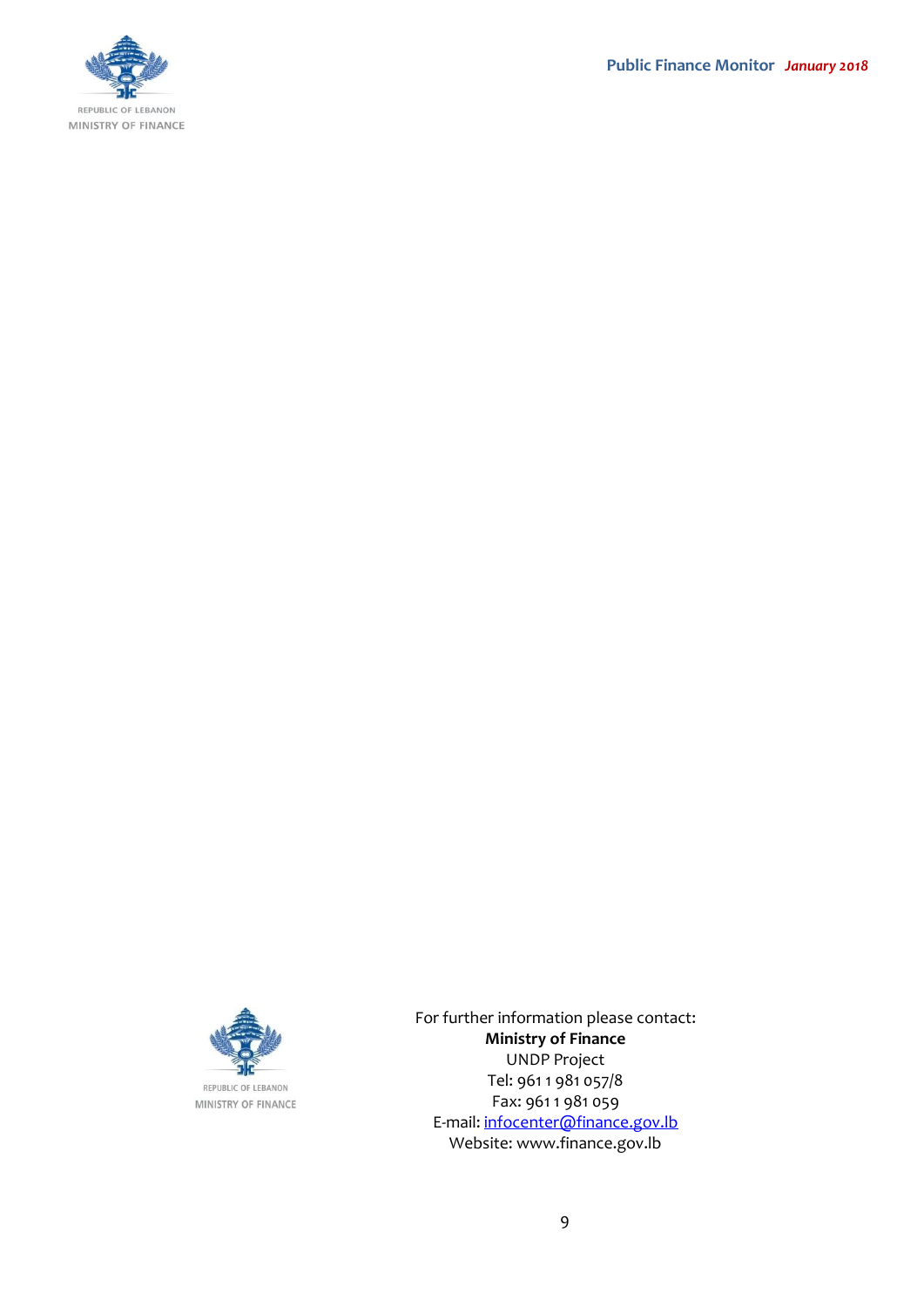For further information please contact:

**Ministry of Finance**

UNDP Project

Tel: 961 1 981 057/8

Fax: 961 1 981 059

E-mail: infocenter@finance.gov.lb

Website: www.finance.gov.lb